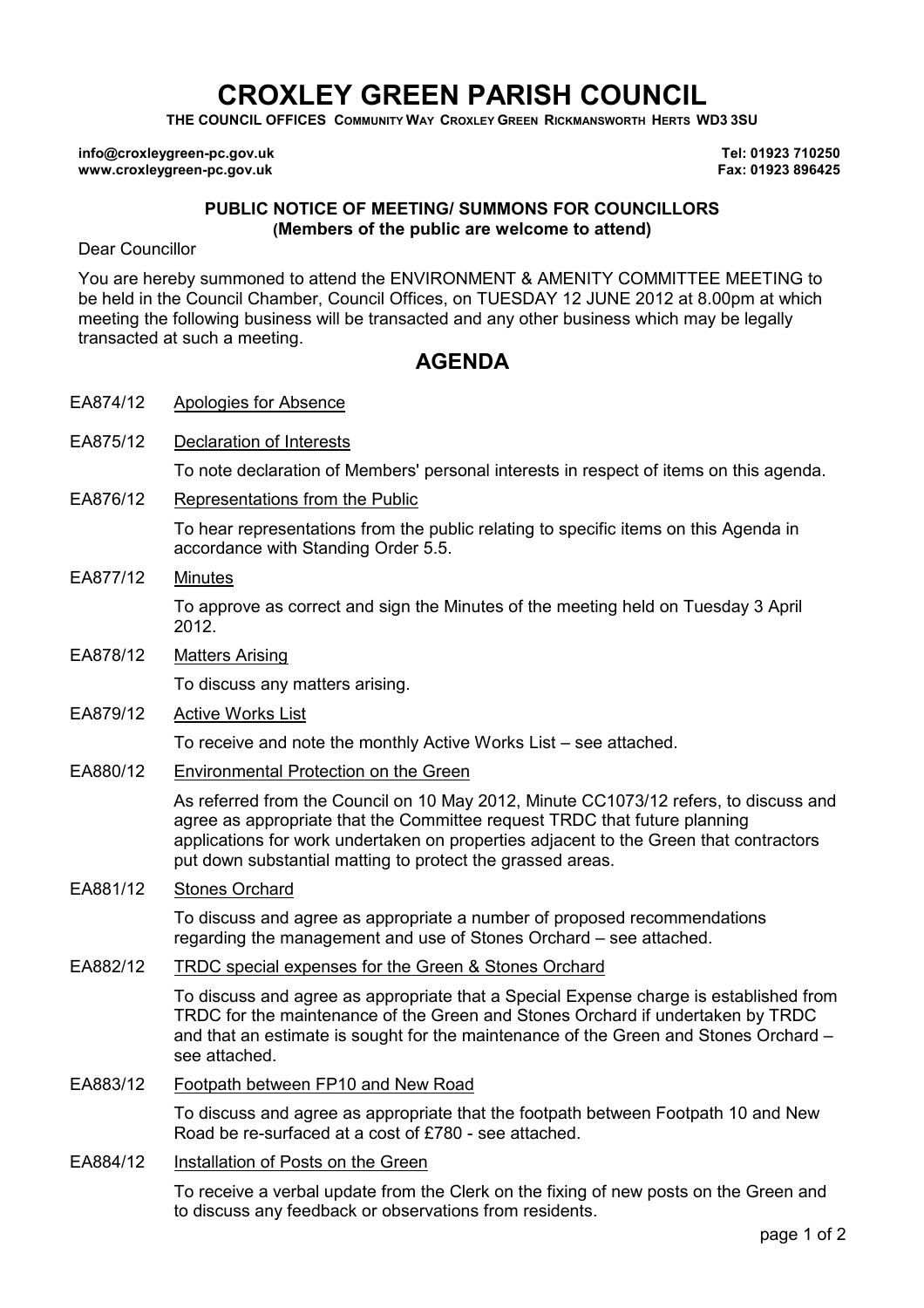# CROXLEY GREEN PARISH COUNCIL

**THE COUNCIL OFFICES COMMUNITY WAY CROXLEY GREEN RICKMANSWORTH HERTS WD3 3SU**

**info@croxleygreen-pc.gov.uk** **Tel: 01923 710250**
**www.croxleygreen-pc.gov.uk** **Fax: 01923 896425**

**PUBLIC NOTICE OF MEETING/ SUMMONS FOR COUNCILLORS**
**(Members of the public are welcome to attend)**

Dear Councillor

You are hereby summoned to attend the ENVIRONMENT & AMENITY COMMITTEE MEETING to be held in the Council Chamber, Council Offices, on TUESDAY 12 JUNE 2012 at 8.00pm at which meeting the following business will be transacted and any other business which may be legally transacted at such a meeting.

## AGENDA

**EA874/12** Apologies for Absence

**EA875/12** Declaration of Interests

To note declaration of Members' personal interests in respect of items on this agenda.

**EA876/12** Representations from the Public

To hear representations from the public relating to specific items on this Agenda in accordance with Standing Order 5.5.

**EA877/12** Minutes

To approve as correct and sign the Minutes of the meeting held on Tuesday 3 April 2012.

**EA878/12** Matters Arising

To discuss any matters arising.

**EA879/12** Active Works List

To receive and note the monthly Active Works List – see attached.

**EA880/12** Environmental Protection on the Green

As referred from the Council on 10 May 2012, Minute CC1073/12 refers, to discuss and agree as appropriate that the Committee request TRDC that future planning applications for work undertaken on properties adjacent to the Green that contractors put down substantial matting to protect the grassed areas.

**EA881/12** Stones Orchard

To discuss and agree as appropriate a number of proposed recommendations regarding the management and use of Stones Orchard – see attached.

**EA882/12** TRDC special expenses for the Green & Stones Orchard

To discuss and agree as appropriate that a Special Expense charge is established from TRDC for the maintenance of the Green and Stones Orchard if undertaken by TRDC and that an estimate is sought for the maintenance of the Green and Stones Orchard – see attached.

**EA883/12** Footpath between FP10 and New Road

To discuss and agree as appropriate that the footpath between Footpath 10 and New Road be re-surfaced at a cost of £780 - see attached.

**EA884/12** Installation of Posts on the Green

To receive a verbal update from the Clerk on the fixing of new posts on the Green and to discuss any feedback or observations from residents.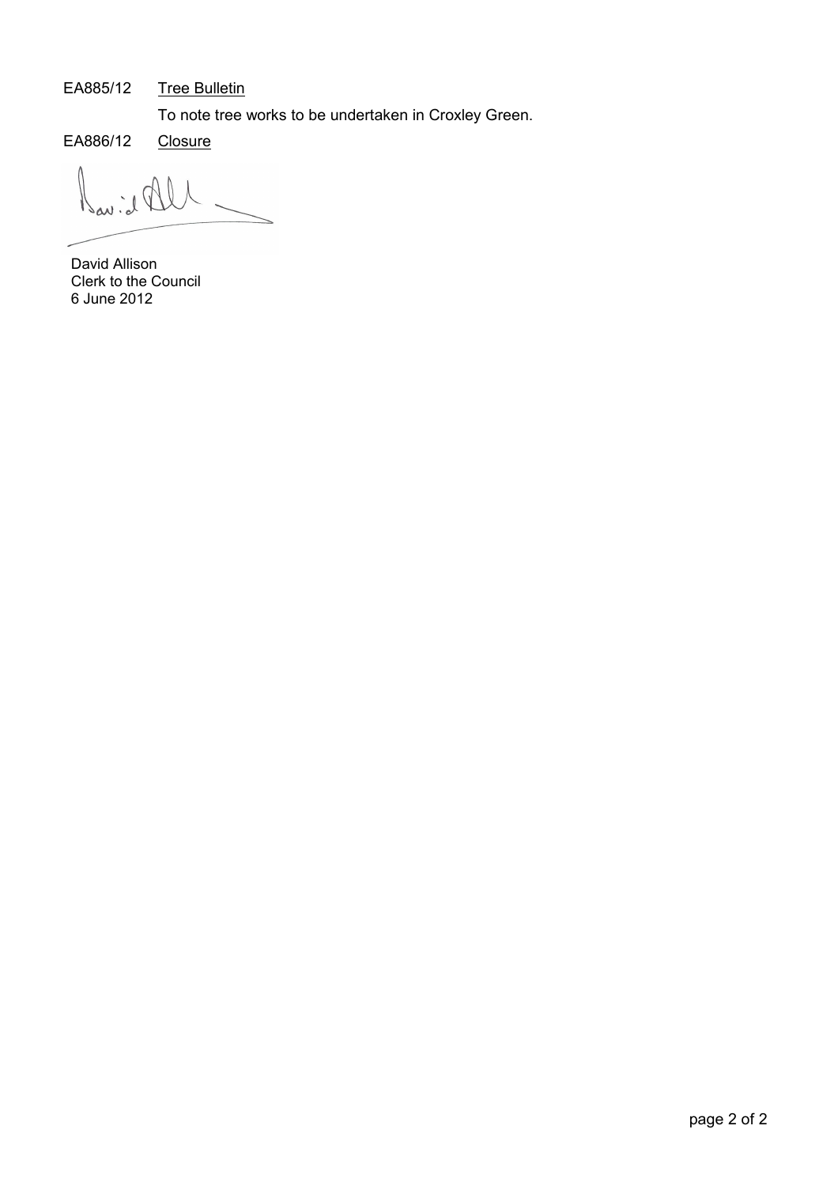EA885/12 Tree Bulletin

To note tree works to be undertaken in Croxley Green.

EA886/12 Closure

David Allison
Clerk to the Council
6 June 2012